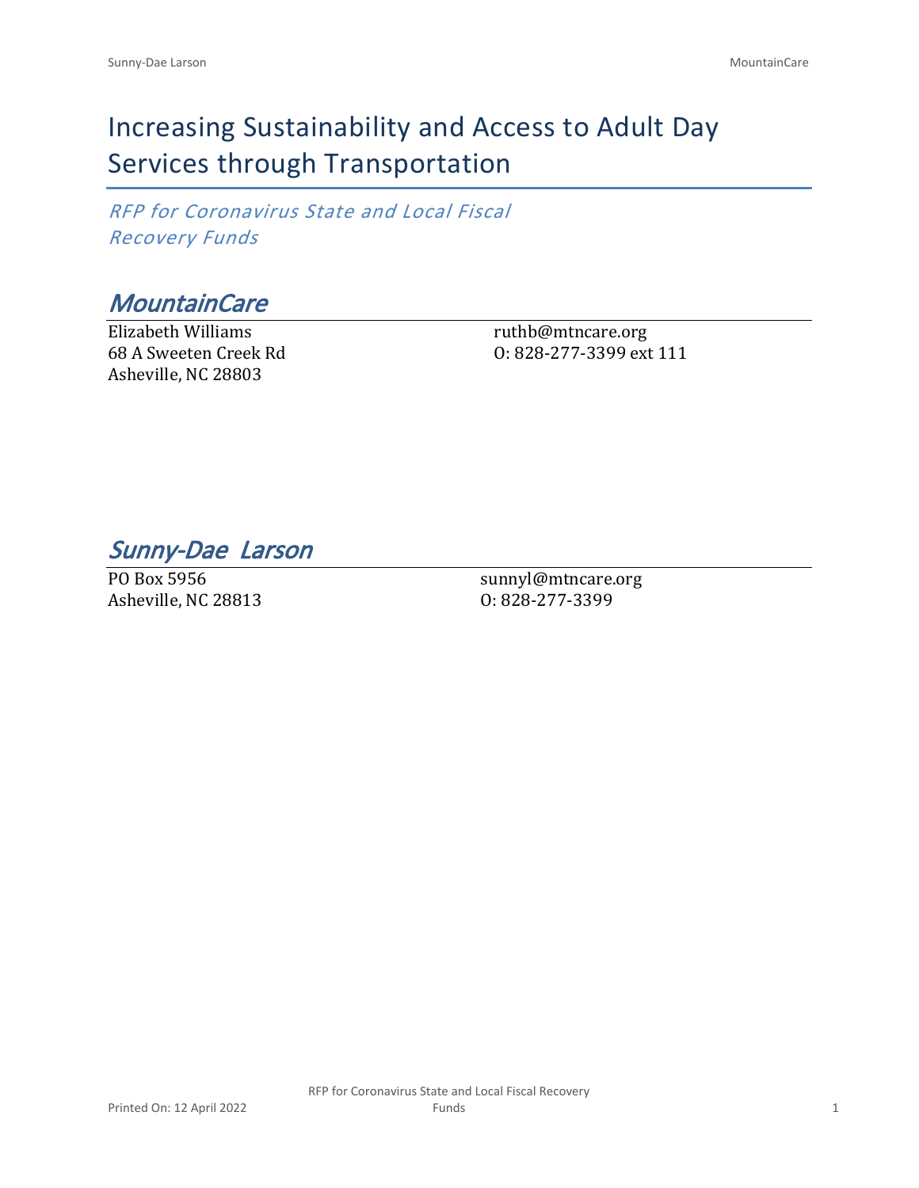# Increasing Sustainability and Access to Adult Day Services through Transportation

*RFP for Coronavirus State and Local Fiscal Recovery Funds*

## *MountainCare*

Elizabeth Williams
68 A Sweeten Creek Rd
Asheville, NC 28803

ruthb@mtncare.org
O: 828-277-3399 ext 111

## *Sunny-Dae Larson*

PO Box 5956
Asheville, NC 28813

sunnyl@mtncare.org
O: 828-277-3399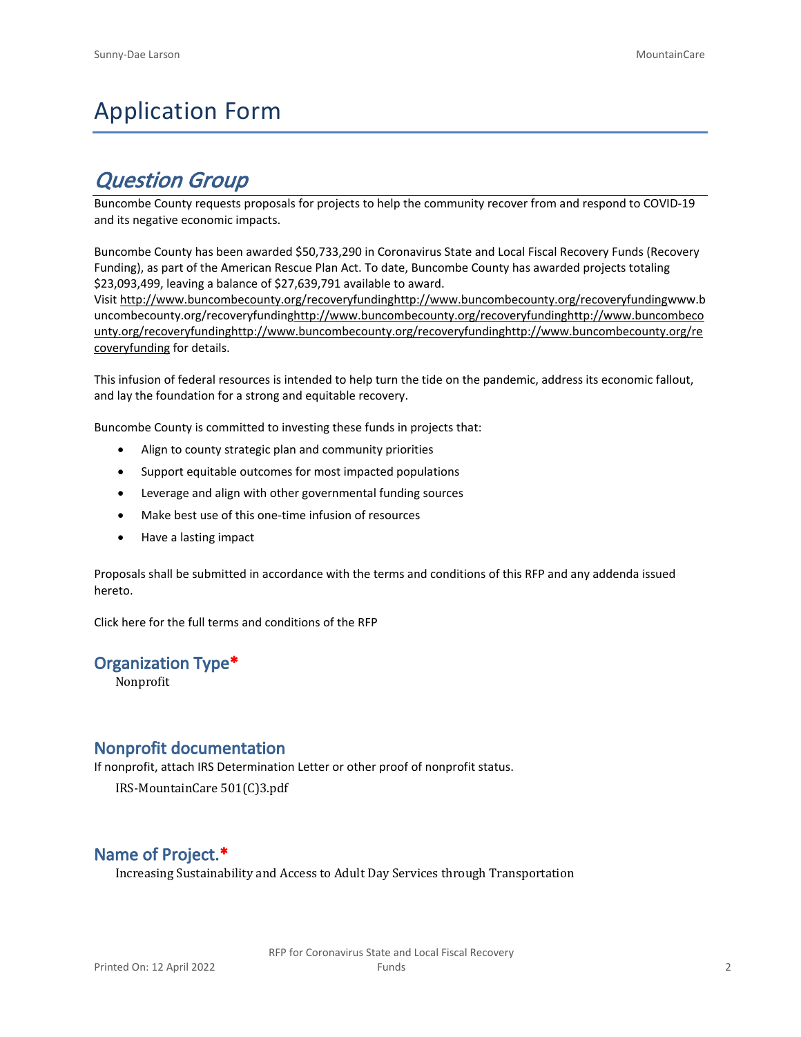# Application Form

## *Question Group*

Buncombe County requests proposals for projects to help the community recover from and respond to COVID-19 and its negative economic impacts.

Buncombe County has been awarded $50,733,290 in Coronavirus State and Local Fiscal Recovery Funds (Recovery Funding), as part of the American Rescue Plan Act. To date, Buncombe County has awarded projects totaling $23,093,499, leaving a balance of $27,639,791 available to award.
Visit http://www.buncombecounty.org/recoveryfundinghttp://www.buncombecounty.org/recoveryfundingwww.buncombecounty.org/recoveryfundinghttp://www.buncombecounty.org/recoveryfundinghttp://www.buncombecounty.org/recoveryfundinghttp://www.buncombecounty.org/recoveryfundinghttp://www.buncombecounty.org/recoveryfunding for details.

This infusion of federal resources is intended to help turn the tide on the pandemic, address its economic fallout, and lay the foundation for a strong and equitable recovery.

Buncombe County is committed to investing these funds in projects that:

- Align to county strategic plan and community priorities
- Support equitable outcomes for most impacted populations
- Leverage and align with other governmental funding sources
- Make best use of this one-time infusion of resources
- Have a lasting impact

Proposals shall be submitted in accordance with the terms and conditions of this RFP and any addenda issued hereto.

Click here for the full terms and conditions of the RFP

### Organization Type*

Nonprofit

### Nonprofit documentation

If nonprofit, attach IRS Determination Letter or other proof of nonprofit status.

IRS-MountainCare 501(C)3.pdf

### Name of Project.*

Increasing Sustainability and Access to Adult Day Services through Transportation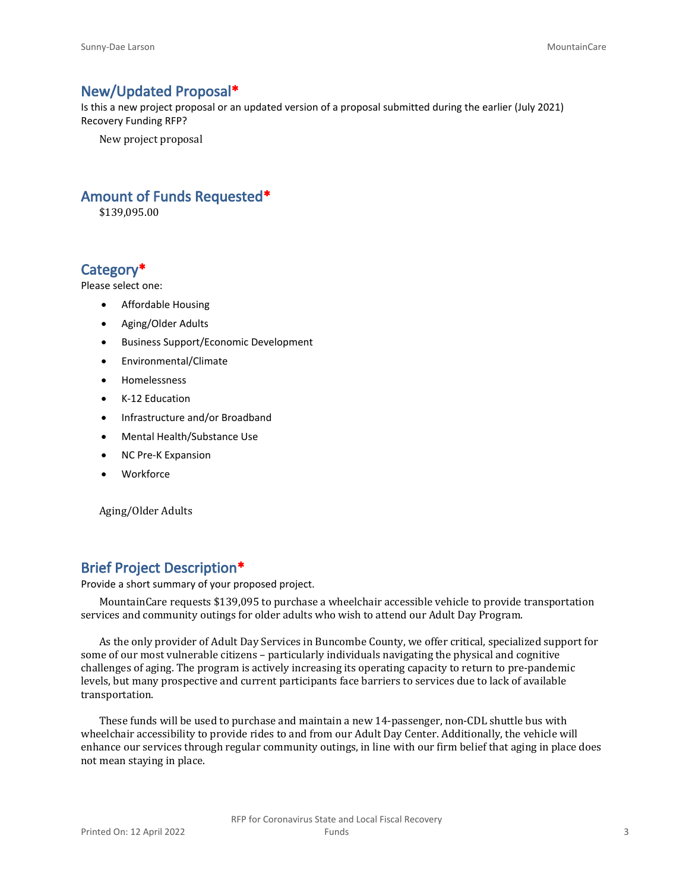## New/Updated Proposal*

Is this a new project proposal or an updated version of a proposal submitted during the earlier (July 2021) Recovery Funding RFP?

New project proposal

## Amount of Funds Requested*

$139,095.00

## Category*

Please select one:

- Affordable Housing
- Aging/Older Adults
- Business Support/Economic Development
- Environmental/Climate
- Homelessness
- K-12 Education
- Infrastructure and/or Broadband
- Mental Health/Substance Use
- NC Pre-K Expansion
- Workforce

Aging/Older Adults

## Brief Project Description*

Provide a short summary of your proposed project.

MountainCare requests $139,095 to purchase a wheelchair accessible vehicle to provide transportation services and community outings for older adults who wish to attend our Adult Day Program.

As the only provider of Adult Day Services in Buncombe County, we offer critical, specialized support for some of our most vulnerable citizens – particularly individuals navigating the physical and cognitive challenges of aging. The program is actively increasing its operating capacity to return to pre-pandemic levels, but many prospective and current participants face barriers to services due to lack of available transportation.

These funds will be used to purchase and maintain a new 14-passenger, non-CDL shuttle bus with wheelchair accessibility to provide rides to and from our Adult Day Center. Additionally, the vehicle will enhance our services through regular community outings, in line with our firm belief that aging in place does not mean staying in place.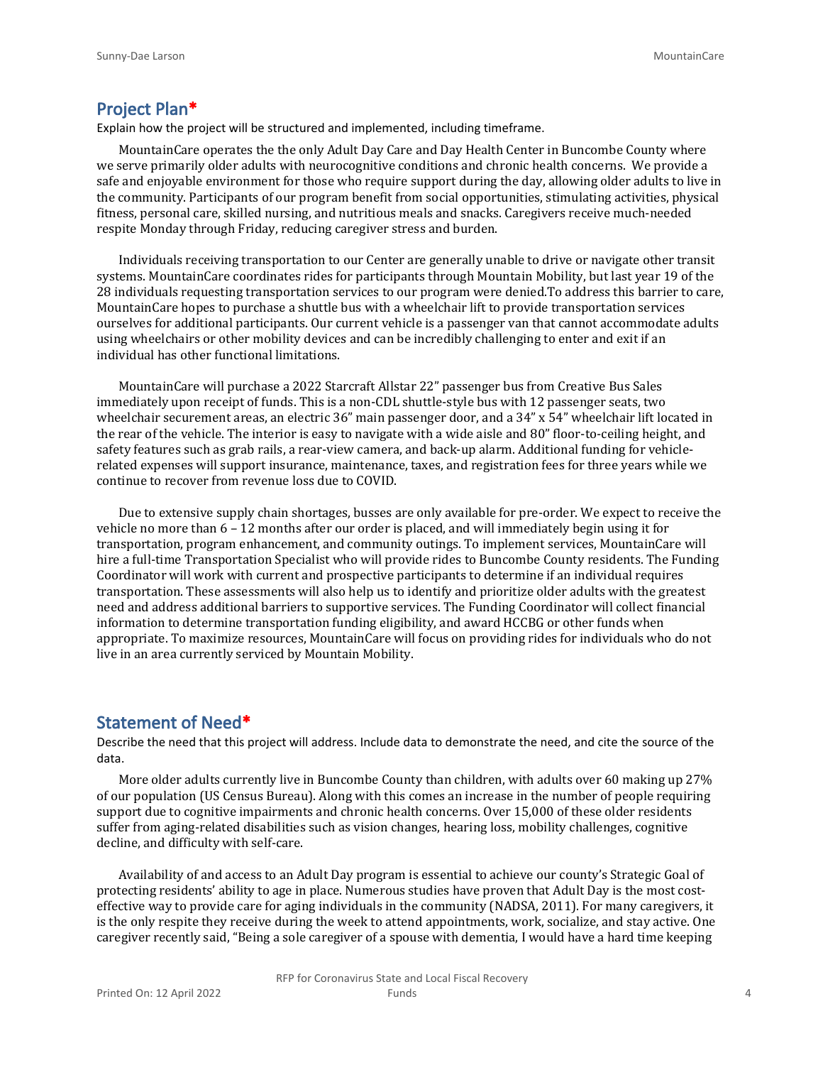## Project Plan*

Explain how the project will be structured and implemented, including timeframe.

MountainCare operates the the only Adult Day Care and Day Health Center in Buncombe County where we serve primarily older adults with neurocognitive conditions and chronic health concerns. We provide a safe and enjoyable environment for those who require support during the day, allowing older adults to live in the community. Participants of our program benefit from social opportunities, stimulating activities, physical fitness, personal care, skilled nursing, and nutritious meals and snacks. Caregivers receive much-needed respite Monday through Friday, reducing caregiver stress and burden.

Individuals receiving transportation to our Center are generally unable to drive or navigate other transit systems. MountainCare coordinates rides for participants through Mountain Mobility, but last year 19 of the 28 individuals requesting transportation services to our program were denied.To address this barrier to care, MountainCare hopes to purchase a shuttle bus with a wheelchair lift to provide transportation services ourselves for additional participants. Our current vehicle is a passenger van that cannot accommodate adults using wheelchairs or other mobility devices and can be incredibly challenging to enter and exit if an individual has other functional limitations.

MountainCare will purchase a 2022 Starcraft Allstar 22" passenger bus from Creative Bus Sales immediately upon receipt of funds. This is a non-CDL shuttle-style bus with 12 passenger seats, two wheelchair securement areas, an electric 36" main passenger door, and a 34" x 54" wheelchair lift located in the rear of the vehicle. The interior is easy to navigate with a wide aisle and 80" floor-to-ceiling height, and safety features such as grab rails, a rear-view camera, and back-up alarm. Additional funding for vehicle-related expenses will support insurance, maintenance, taxes, and registration fees for three years while we continue to recover from revenue loss due to COVID.

Due to extensive supply chain shortages, busses are only available for pre-order. We expect to receive the vehicle no more than 6 – 12 months after our order is placed, and will immediately begin using it for transportation, program enhancement, and community outings. To implement services, MountainCare will hire a full-time Transportation Specialist who will provide rides to Buncombe County residents. The Funding Coordinator will work with current and prospective participants to determine if an individual requires transportation. These assessments will also help us to identify and prioritize older adults with the greatest need and address additional barriers to supportive services. The Funding Coordinator will collect financial information to determine transportation funding eligibility, and award HCCBG or other funds when appropriate. To maximize resources, MountainCare will focus on providing rides for individuals who do not live in an area currently serviced by Mountain Mobility.

## Statement of Need*

Describe the need that this project will address. Include data to demonstrate the need, and cite the source of the data.

More older adults currently live in Buncombe County than children, with adults over 60 making up 27% of our population (US Census Bureau). Along with this comes an increase in the number of people requiring support due to cognitive impairments and chronic health concerns. Over 15,000 of these older residents suffer from aging-related disabilities such as vision changes, hearing loss, mobility challenges, cognitive decline, and difficulty with self-care.

Availability of and access to an Adult Day program is essential to achieve our county's Strategic Goal of protecting residents' ability to age in place. Numerous studies have proven that Adult Day is the most cost-effective way to provide care for aging individuals in the community (NADSA, 2011). For many caregivers, it is the only respite they receive during the week to attend appointments, work, socialize, and stay active. One caregiver recently said, "Being a sole caregiver of a spouse with dementia, I would have a hard time keeping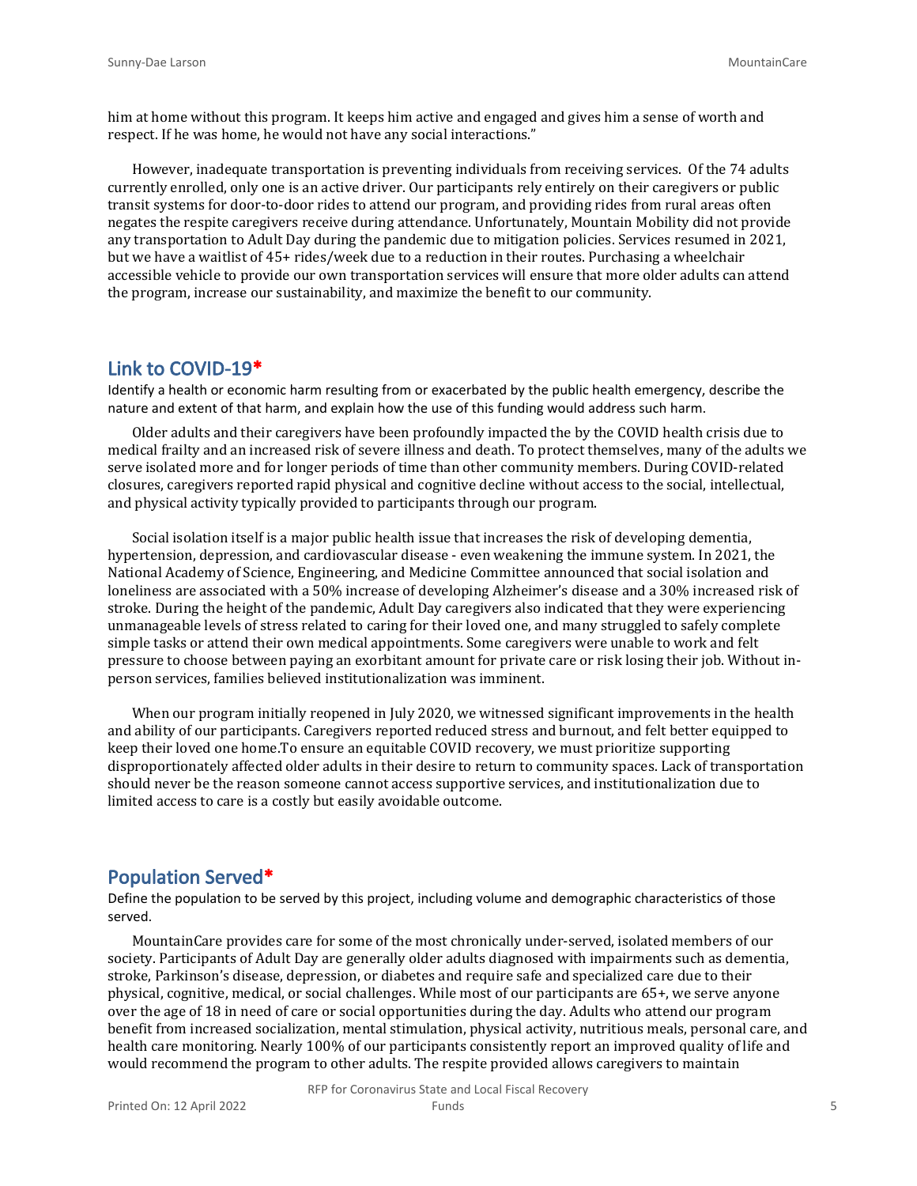him at home without this program. It keeps him active and engaged and gives him a sense of worth and respect. If he was home, he would not have any social interactions."

However, inadequate transportation is preventing individuals from receiving services. Of the 74 adults currently enrolled, only one is an active driver. Our participants rely entirely on their caregivers or public transit systems for door-to-door rides to attend our program, and providing rides from rural areas often negates the respite caregivers receive during attendance. Unfortunately, Mountain Mobility did not provide any transportation to Adult Day during the pandemic due to mitigation policies. Services resumed in 2021, but we have a waitlist of 45+ rides/week due to a reduction in their routes. Purchasing a wheelchair accessible vehicle to provide our own transportation services will ensure that more older adults can attend the program, increase our sustainability, and maximize the benefit to our community.

## Link to COVID-19*

Identify a health or economic harm resulting from or exacerbated by the public health emergency, describe the nature and extent of that harm, and explain how the use of this funding would address such harm.

Older adults and their caregivers have been profoundly impacted the by the COVID health crisis due to medical frailty and an increased risk of severe illness and death. To protect themselves, many of the adults we serve isolated more and for longer periods of time than other community members. During COVID-related closures, caregivers reported rapid physical and cognitive decline without access to the social, intellectual, and physical activity typically provided to participants through our program.

Social isolation itself is a major public health issue that increases the risk of developing dementia, hypertension, depression, and cardiovascular disease - even weakening the immune system. In 2021, the National Academy of Science, Engineering, and Medicine Committee announced that social isolation and loneliness are associated with a 50% increase of developing Alzheimer's disease and a 30% increased risk of stroke. During the height of the pandemic, Adult Day caregivers also indicated that they were experiencing unmanageable levels of stress related to caring for their loved one, and many struggled to safely complete simple tasks or attend their own medical appointments. Some caregivers were unable to work and felt pressure to choose between paying an exorbitant amount for private care or risk losing their job. Without in-person services, families believed institutionalization was imminent.

When our program initially reopened in July 2020, we witnessed significant improvements in the health and ability of our participants. Caregivers reported reduced stress and burnout, and felt better equipped to keep their loved one home.To ensure an equitable COVID recovery, we must prioritize supporting disproportionately affected older adults in their desire to return to community spaces. Lack of transportation should never be the reason someone cannot access supportive services, and institutionalization due to limited access to care is a costly but easily avoidable outcome.

## Population Served*

Define the population to be served by this project, including volume and demographic characteristics of those served.

MountainCare provides care for some of the most chronically under-served, isolated members of our society. Participants of Adult Day are generally older adults diagnosed with impairments such as dementia, stroke, Parkinson's disease, depression, or diabetes and require safe and specialized care due to their physical, cognitive, medical, or social challenges. While most of our participants are 65+, we serve anyone over the age of 18 in need of care or social opportunities during the day. Adults who attend our program benefit from increased socialization, mental stimulation, physical activity, nutritious meals, personal care, and health care monitoring. Nearly 100% of our participants consistently report an improved quality of life and would recommend the program to other adults. The respite provided allows caregivers to maintain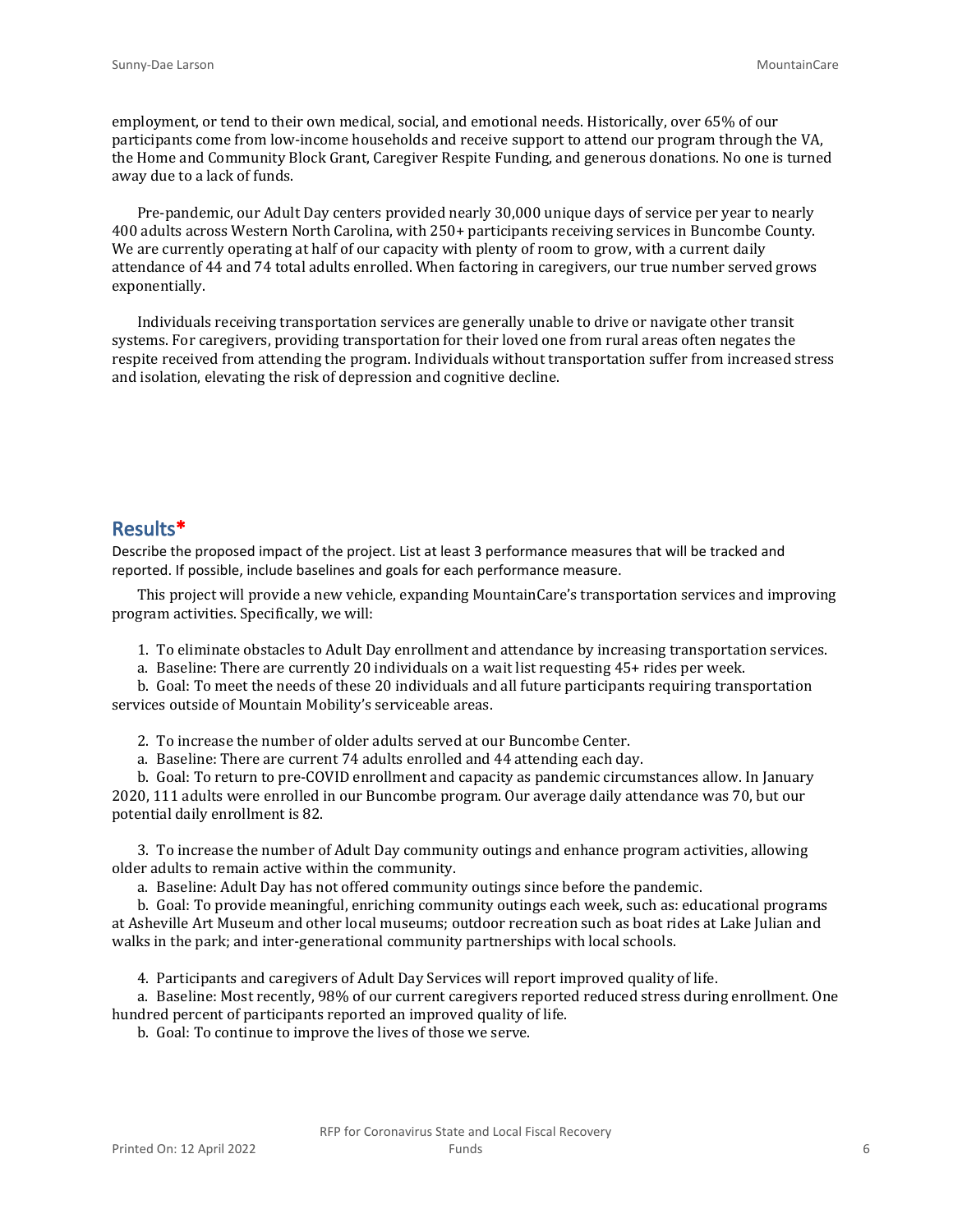employment, or tend to their own medical, social, and emotional needs. Historically, over 65% of our participants come from low-income households and receive support to attend our program through the VA, the Home and Community Block Grant, Caregiver Respite Funding, and generous donations. No one is turned away due to a lack of funds.

Pre-pandemic, our Adult Day centers provided nearly 30,000 unique days of service per year to nearly 400 adults across Western North Carolina, with 250+ participants receiving services in Buncombe County. We are currently operating at half of our capacity with plenty of room to grow, with a current daily attendance of 44 and 74 total adults enrolled. When factoring in caregivers, our true number served grows exponentially.

Individuals receiving transportation services are generally unable to drive or navigate other transit systems. For caregivers, providing transportation for their loved one from rural areas often negates the respite received from attending the program. Individuals without transportation suffer from increased stress and isolation, elevating the risk of depression and cognitive decline.

## Results*

Describe the proposed impact of the project. List at least 3 performance measures that will be tracked and reported. If possible, include baselines and goals for each performance measure.

This project will provide a new vehicle, expanding MountainCare's transportation services and improving program activities. Specifically, we will:

1. To eliminate obstacles to Adult Day enrollment and attendance by increasing transportation services.
   a. Baseline: There are currently 20 individuals on a wait list requesting 45+ rides per week.
   b. Goal: To meet the needs of these 20 individuals and all future participants requiring transportation services outside of Mountain Mobility's serviceable areas.

2. To increase the number of older adults served at our Buncombe Center.
   a. Baseline: There are current 74 adults enrolled and 44 attending each day.
   b. Goal: To return to pre-COVID enrollment and capacity as pandemic circumstances allow. In January 2020, 111 adults were enrolled in our Buncombe program. Our average daily attendance was 70, but our potential daily enrollment is 82.

3. To increase the number of Adult Day community outings and enhance program activities, allowing older adults to remain active within the community.
   a. Baseline: Adult Day has not offered community outings since before the pandemic.
   b. Goal: To provide meaningful, enriching community outings each week, such as: educational programs at Asheville Art Museum and other local museums; outdoor recreation such as boat rides at Lake Julian and walks in the park; and inter-generational community partnerships with local schools.

4. Participants and caregivers of Adult Day Services will report improved quality of life.
   a. Baseline: Most recently, 98% of our current caregivers reported reduced stress during enrollment. One hundred percent of participants reported an improved quality of life.
   b. Goal: To continue to improve the lives of those we serve.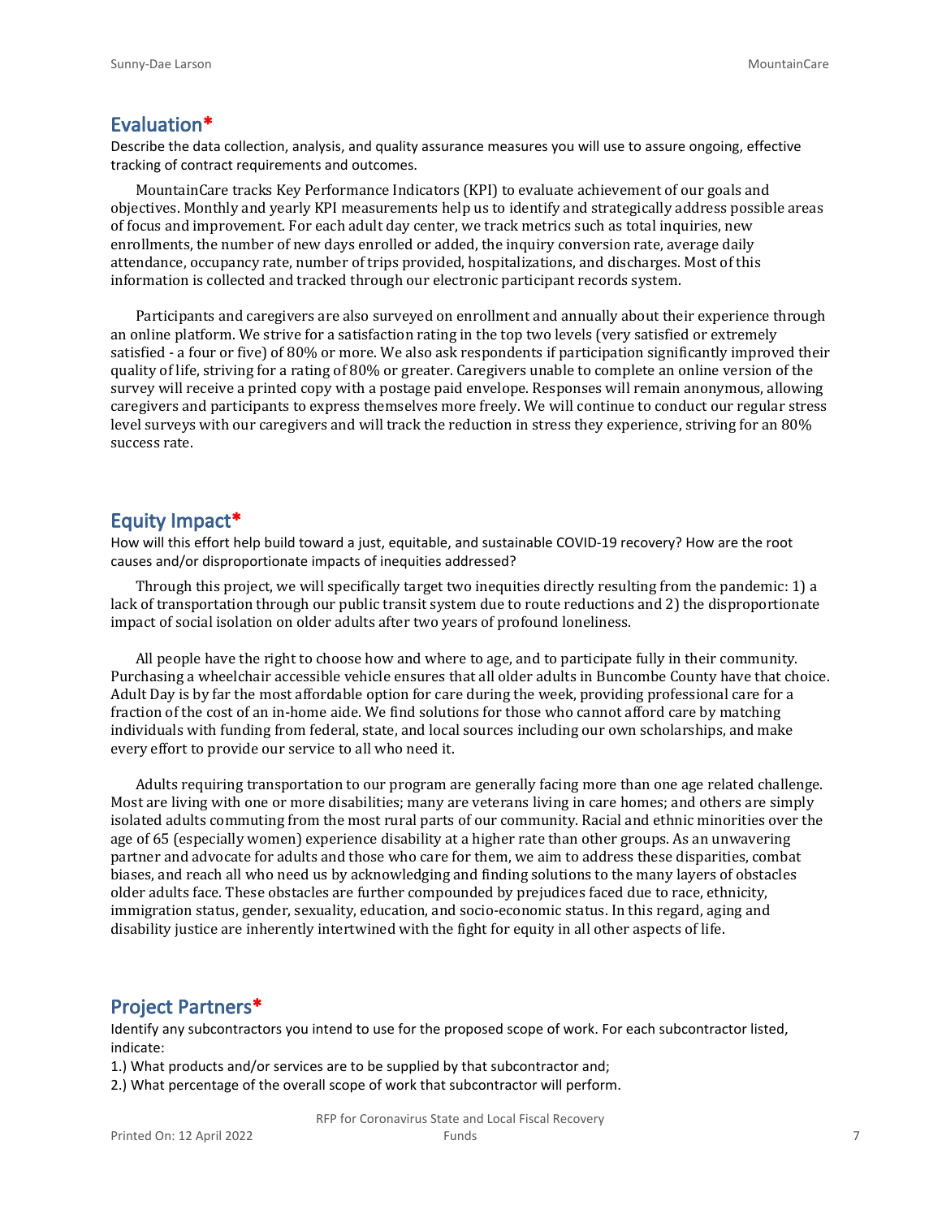## Evaluation*

Describe the data collection, analysis, and quality assurance measures you will use to assure ongoing, effective tracking of contract requirements and outcomes.

MountainCare tracks Key Performance Indicators (KPI) to evaluate achievement of our goals and objectives. Monthly and yearly KPI measurements help us to identify and strategically address possible areas of focus and improvement. For each adult day center, we track metrics such as total inquiries, new enrollments, the number of new days enrolled or added, the inquiry conversion rate, average daily attendance, occupancy rate, number of trips provided, hospitalizations, and discharges. Most of this information is collected and tracked through our electronic participant records system.

Participants and caregivers are also surveyed on enrollment and annually about their experience through an online platform. We strive for a satisfaction rating in the top two levels (very satisfied or extremely satisfied - a four or five) of 80% or more. We also ask respondents if participation significantly improved their quality of life, striving for a rating of 80% or greater. Caregivers unable to complete an online version of the survey will receive a printed copy with a postage paid envelope. Responses will remain anonymous, allowing caregivers and participants to express themselves more freely. We will continue to conduct our regular stress level surveys with our caregivers and will track the reduction in stress they experience, striving for an 80% success rate.

## Equity Impact*

How will this effort help build toward a just, equitable, and sustainable COVID-19 recovery? How are the root causes and/or disproportionate impacts of inequities addressed?

Through this project, we will specifically target two inequities directly resulting from the pandemic: 1) a lack of transportation through our public transit system due to route reductions and 2) the disproportionate impact of social isolation on older adults after two years of profound loneliness.

All people have the right to choose how and where to age, and to participate fully in their community. Purchasing a wheelchair accessible vehicle ensures that all older adults in Buncombe County have that choice. Adult Day is by far the most affordable option for care during the week, providing professional care for a fraction of the cost of an in-home aide. We find solutions for those who cannot afford care by matching individuals with funding from federal, state, and local sources including our own scholarships, and make every effort to provide our service to all who need it.

Adults requiring transportation to our program are generally facing more than one age related challenge. Most are living with one or more disabilities; many are veterans living in care homes; and others are simply isolated adults commuting from the most rural parts of our community. Racial and ethnic minorities over the age of 65 (especially women) experience disability at a higher rate than other groups. As an unwavering partner and advocate for adults and those who care for them, we aim to address these disparities, combat biases, and reach all who need us by acknowledging and finding solutions to the many layers of obstacles older adults face. These obstacles are further compounded by prejudices faced due to race, ethnicity, immigration status, gender, sexuality, education, and socio-economic status. In this regard, aging and disability justice are inherently intertwined with the fight for equity in all other aspects of life.

## Project Partners*

Identify any subcontractors you intend to use for the proposed scope of work. For each subcontractor listed, indicate:

1.) What products and/or services are to be supplied by that subcontractor and;

2.) What percentage of the overall scope of work that subcontractor will perform.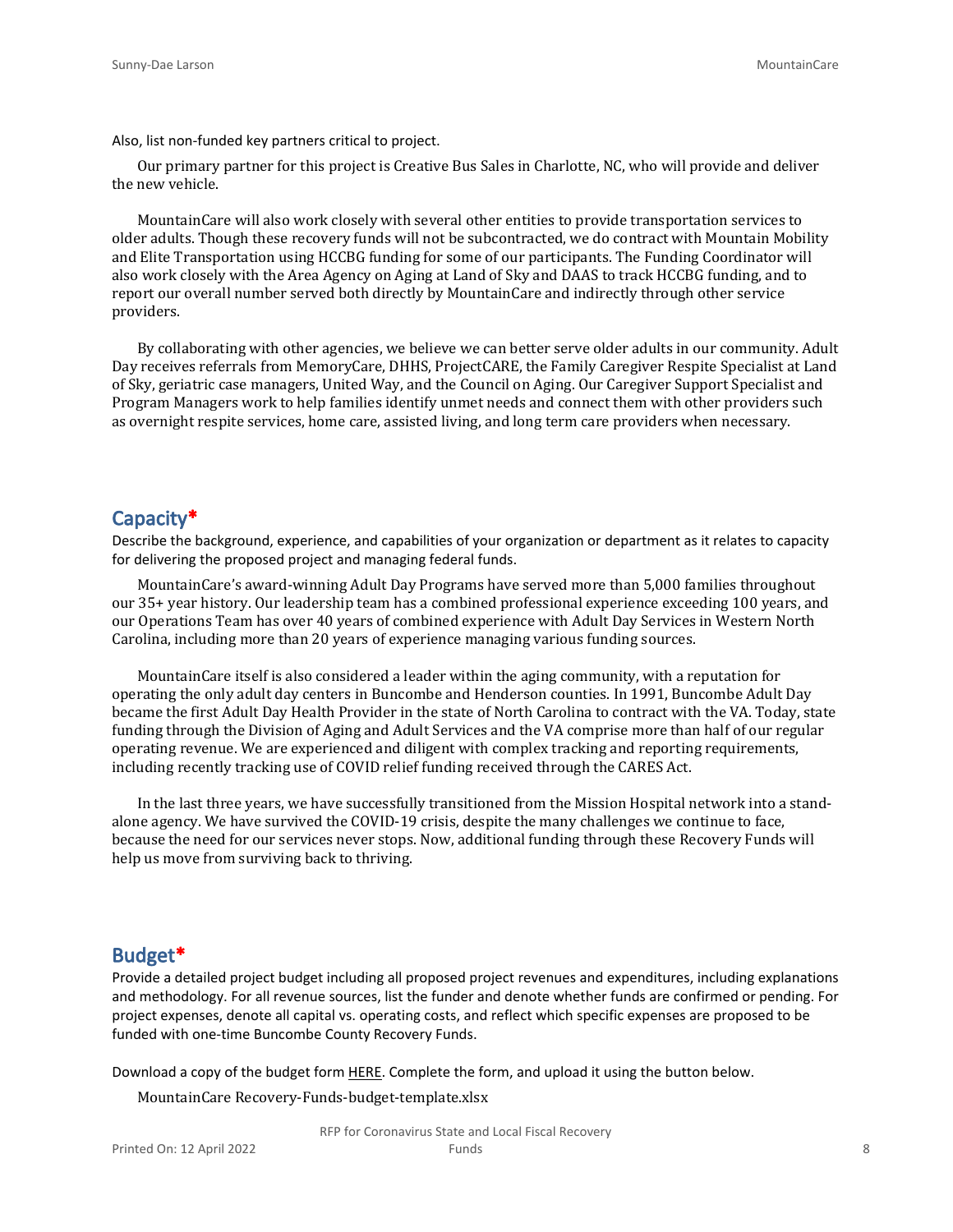Also, list non-funded key partners critical to project.

Our primary partner for this project is Creative Bus Sales in Charlotte, NC, who will provide and deliver the new vehicle.

MountainCare will also work closely with several other entities to provide transportation services to older adults. Though these recovery funds will not be subcontracted, we do contract with Mountain Mobility and Elite Transportation using HCCBG funding for some of our participants. The Funding Coordinator will also work closely with the Area Agency on Aging at Land of Sky and DAAS to track HCCBG funding, and to report our overall number served both directly by MountainCare and indirectly through other service providers.

By collaborating with other agencies, we believe we can better serve older adults in our community. Adult Day receives referrals from MemoryCare, DHHS, ProjectCARE, the Family Caregiver Respite Specialist at Land of Sky, geriatric case managers, United Way, and the Council on Aging. Our Caregiver Support Specialist and Program Managers work to help families identify unmet needs and connect them with other providers such as overnight respite services, home care, assisted living, and long term care providers when necessary.

## Capacity*

Describe the background, experience, and capabilities of your organization or department as it relates to capacity for delivering the proposed project and managing federal funds.

MountainCare's award-winning Adult Day Programs have served more than 5,000 families throughout our 35+ year history. Our leadership team has a combined professional experience exceeding 100 years, and our Operations Team has over 40 years of combined experience with Adult Day Services in Western North Carolina, including more than 20 years of experience managing various funding sources.

MountainCare itself is also considered a leader within the aging community, with a reputation for operating the only adult day centers in Buncombe and Henderson counties. In 1991, Buncombe Adult Day became the first Adult Day Health Provider in the state of North Carolina to contract with the VA. Today, state funding through the Division of Aging and Adult Services and the VA comprise more than half of our regular operating revenue. We are experienced and diligent with complex tracking and reporting requirements, including recently tracking use of COVID relief funding received through the CARES Act.

In the last three years, we have successfully transitioned from the Mission Hospital network into a stand-alone agency. We have survived the COVID-19 crisis, despite the many challenges we continue to face, because the need for our services never stops. Now, additional funding through these Recovery Funds will help us move from surviving back to thriving.

## Budget*

Provide a detailed project budget including all proposed project revenues and expenditures, including explanations and methodology. For all revenue sources, list the funder and denote whether funds are confirmed or pending. For project expenses, denote all capital vs. operating costs, and reflect which specific expenses are proposed to be funded with one-time Buncombe County Recovery Funds.

Download a copy of the budget form HERE. Complete the form, and upload it using the button below.

MountainCare Recovery-Funds-budget-template.xlsx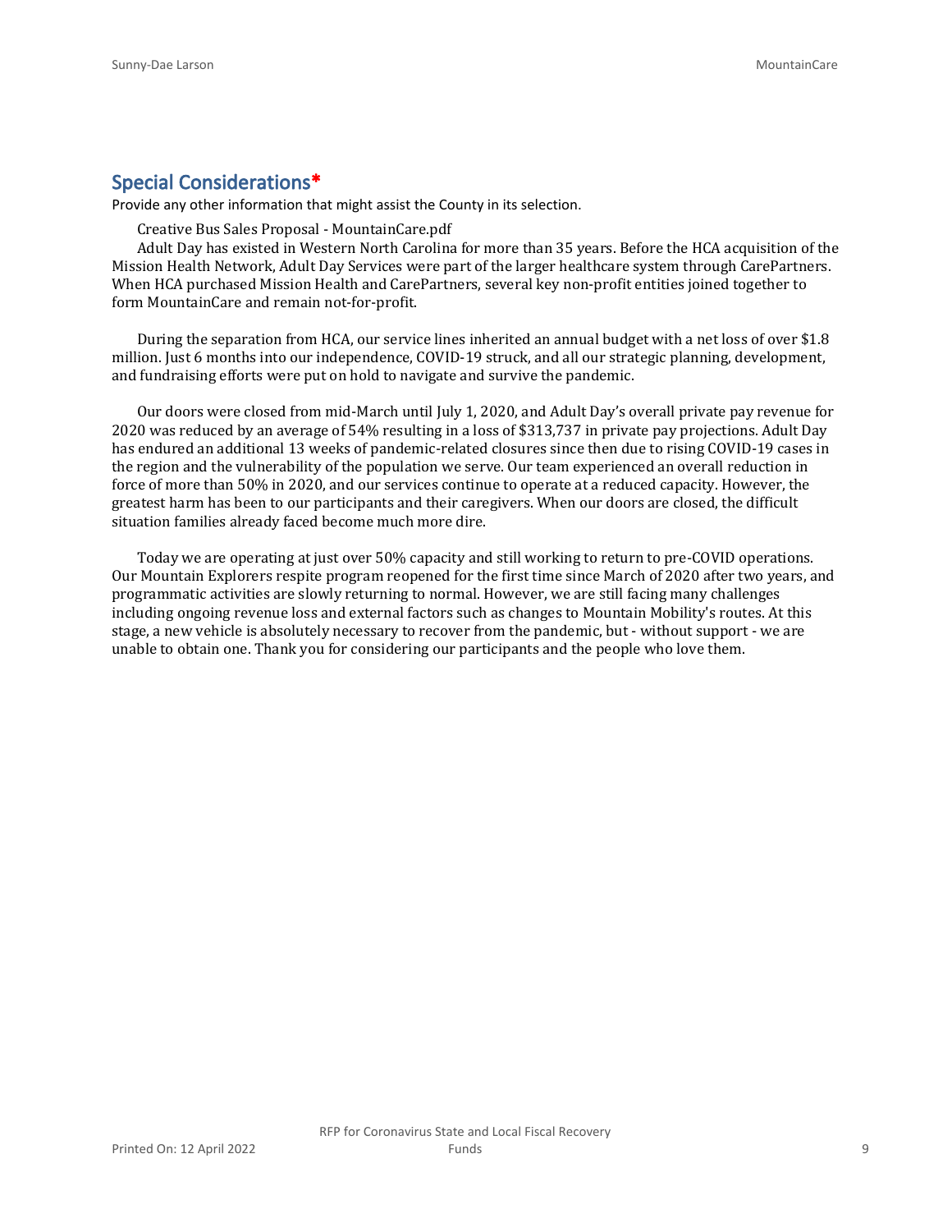## Special Considerations*

Provide any other information that might assist the County in its selection.

Creative Bus Sales Proposal - MountainCare.pdf

Adult Day has existed in Western North Carolina for more than 35 years. Before the HCA acquisition of the Mission Health Network, Adult Day Services were part of the larger healthcare system through CarePartners. When HCA purchased Mission Health and CarePartners, several key non-profit entities joined together to form MountainCare and remain not-for-profit.

During the separation from HCA, our service lines inherited an annual budget with a net loss of over $1.8 million. Just 6 months into our independence, COVID-19 struck, and all our strategic planning, development, and fundraising efforts were put on hold to navigate and survive the pandemic.

Our doors were closed from mid-March until July 1, 2020, and Adult Day's overall private pay revenue for 2020 was reduced by an average of 54% resulting in a loss of $313,737 in private pay projections. Adult Day has endured an additional 13 weeks of pandemic-related closures since then due to rising COVID-19 cases in the region and the vulnerability of the population we serve. Our team experienced an overall reduction in force of more than 50% in 2020, and our services continue to operate at a reduced capacity. However, the greatest harm has been to our participants and their caregivers. When our doors are closed, the difficult situation families already faced become much more dire.

Today we are operating at just over 50% capacity and still working to return to pre-COVID operations. Our Mountain Explorers respite program reopened for the first time since March of 2020 after two years, and programmatic activities are slowly returning to normal. However, we are still facing many challenges including ongoing revenue loss and external factors such as changes to Mountain Mobility's routes. At this stage, a new vehicle is absolutely necessary to recover from the pandemic, but - without support - we are unable to obtain one. Thank you for considering our participants and the people who love them.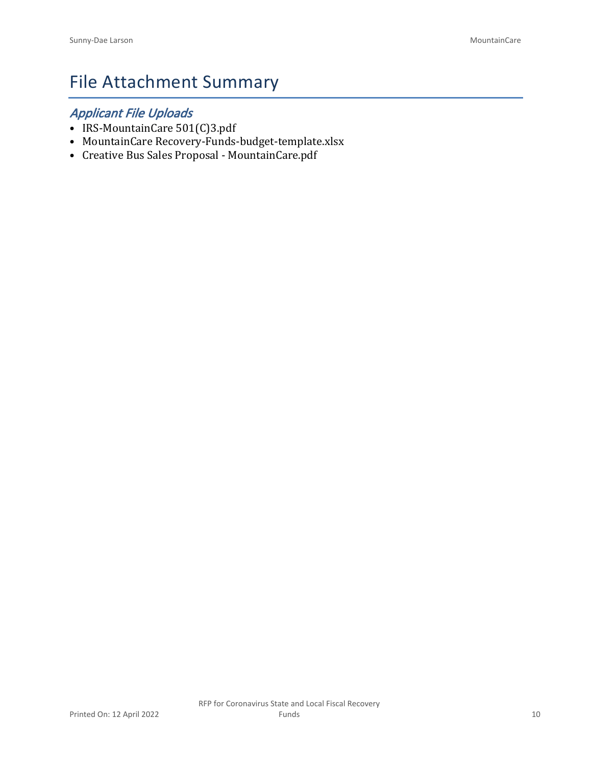# File Attachment Summary

## *Applicant File Uploads*

- IRS-MountainCare 501(C)3.pdf
- MountainCare Recovery-Funds-budget-template.xlsx
- Creative Bus Sales Proposal - MountainCare.pdf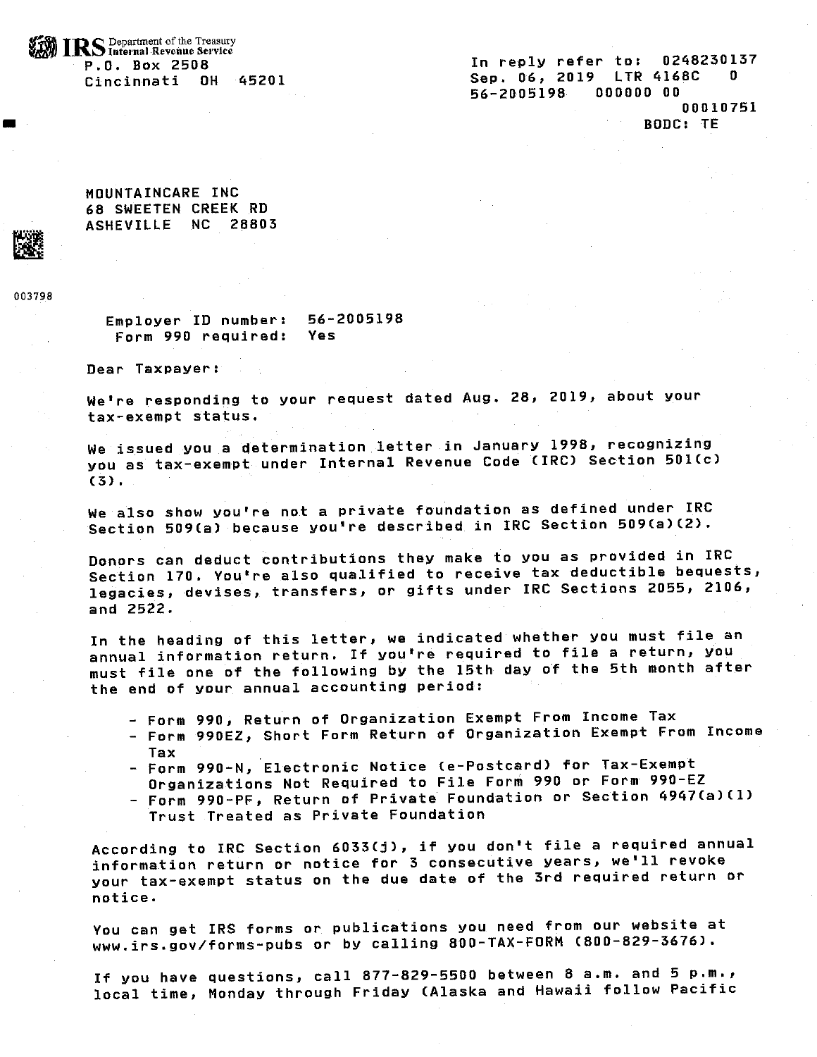IRS Department of the Treasury
Internal Revenue Service
P.O. Box 2508
Cincinnati OH 45201

In reply refer to: 0248230137
Sep. 06, 2019 LTR 4168C 0
56-2005198 000000 00
00010751
BODC: TE

MOUNTAINCARE INC
68 SWEETEN CREEK RD
ASHEVILLE NC 28803

003798

Employer ID number: 56-2005198
Form 990 required: Yes

Dear Taxpayer:

We're responding to your request dated Aug. 28, 2019, about your tax-exempt status.

We issued you a determination letter in January 1998, recognizing you as tax-exempt under Internal Revenue Code (IRC) Section 501(c)(3).

We also show you're not a private foundation as defined under IRC Section 509(a) because you're described in IRC Section 509(a)(2).

Donors can deduct contributions they make to you as provided in IRC Section 170. You're also qualified to receive tax deductible bequests, legacies, devises, transfers, or gifts under IRC Sections 2055, 2106, and 2522.

In the heading of this letter, we indicated whether you must file an annual information return. If you're required to file a return, you must file one of the following by the 15th day of the 5th month after the end of your annual accounting period:

- Form 990, Return of Organization Exempt From Income Tax
- Form 990EZ, Short Form Return of Organization Exempt From Income Tax
- Form 990-N, Electronic Notice (e-Postcard) for Tax-Exempt Organizations Not Required to File Form 990 or Form 990-EZ
- Form 990-PF, Return of Private Foundation or Section 4947(a)(1) Trust Treated as Private Foundation

According to IRC Section 6033(j), if you don't file a required annual information return or notice for 3 consecutive years, we'll revoke your tax-exempt status on the due date of the 3rd required return or notice.

You can get IRS forms or publications you need from our website at www.irs.gov/forms-pubs or by calling 800-TAX-FORM (800-829-3676).

If you have questions, call 877-829-5500 between 8 a.m. and 5 p.m., local time, Monday through Friday (Alaska and Hawaii follow Pacific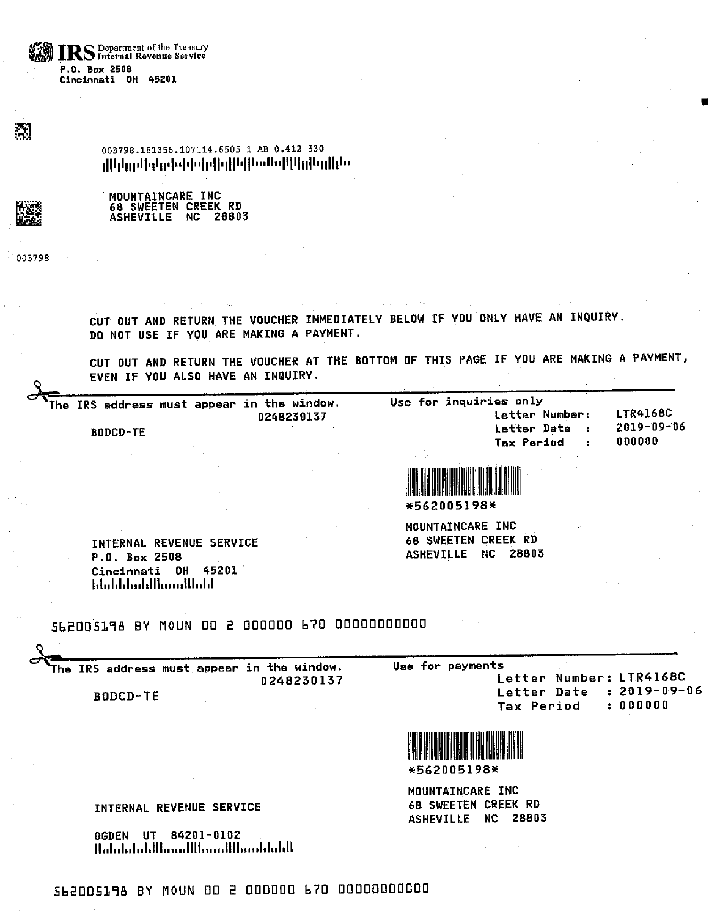IRS Department of the Treasury
Internal Revenue Service
P.O. Box 2508
Cincinnati OH 45201

003798.181356.107114.6505 1 AB 0.412 530

MOUNTAINCARE INC
68 SWEETEN CREEK RD
ASHEVILLE NC 28803

003798

CUT OUT AND RETURN THE VOUCHER IMMEDIATELY BELOW IF YOU ONLY HAVE AN INQUIRY.
DO NOT USE IF YOU ARE MAKING A PAYMENT.

CUT OUT AND RETURN THE VOUCHER AT THE BOTTOM OF THIS PAGE IF YOU ARE MAKING A PAYMENT, EVEN IF YOU ALSO HAVE AN INQUIRY.

---

The IRS address must appear in the window.
0248230137

BODCD-TE

Use for inquiries only

Letter Number: LTR4168C
Letter Date : 2019-09-06
Tax Period : 000000

*562005198*

MOUNTAINCARE INC
68 SWEETEN CREEK RD
ASHEVILLE NC 28803

INTERNAL REVENUE SERVICE
P.O. Box 2508
Cincinnati OH 45201

562005198 BY MOUN 00 2 000000 670 00000000000

---

The IRS address must appear in the window.
0248230137

BODCD-TE

Use for payments

Letter Number: LTR4168C
Letter Date : 2019-09-06
Tax Period : 000000

*562005198*

MOUNTAINCARE INC
68 SWEETEN CREEK RD
ASHEVILLE NC 28803

INTERNAL REVENUE SERVICE

OGDEN UT 84201-0102

562005198 BY MOUN 00 2 000000 670 00000000000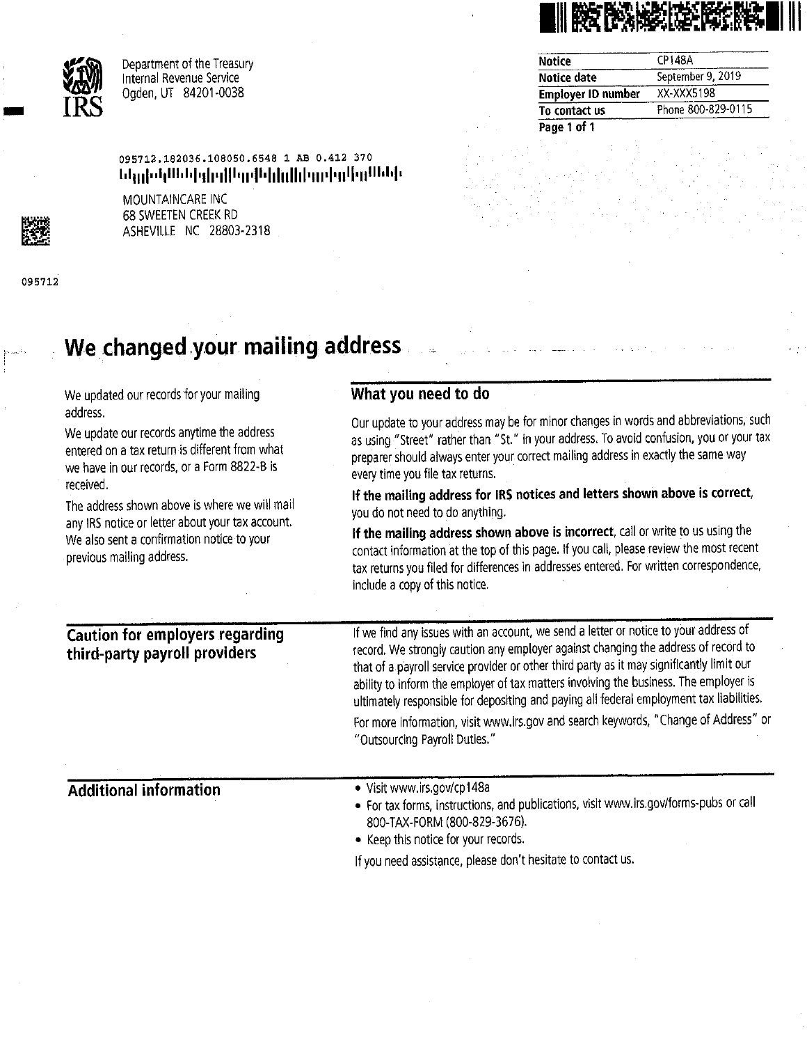Department of the Treasury
Internal Revenue Service
Ogden, UT 84201-0038

| Notice | CP148A |
|---|---|
| Notice date | September 9, 2019 |
| Employer ID number | XX-XXX5198 |
| To contact us | Phone 800-829-0115 |

095712.182036.108050.6548 1 AB 0.412 370

MOUNTAINCARE INC
68 SWEETEN CREEK RD
ASHEVILLE NC 28803-2318

095712

# We changed your mailing address

We updated our records for your mailing address.

We update our records anytime the address entered on a tax return is different from what we have in our records, or a Form 8822-B is received.

The address shown above is where we will mail any IRS notice or letter about your tax account. We also sent a confirmation notice to your previous mailing address.

## What you need to do

Our update to your address may be for minor changes in words and abbreviations, such as using "Street" rather than "St." in your address. To avoid confusion, you or your tax preparer should always enter your correct mailing address in exactly the same way every time you file tax returns.

**If the mailing address for IRS notices and letters shown above is correct**, you do not need to do anything.

**If the mailing address shown above is incorrect**, call or write to us using the contact information at the top of this page. If you call, please review the most recent tax returns you filed for differences in addresses entered. For written correspondence, include a copy of this notice.

## Caution for employers regarding third-party payroll providers

If we find any issues with an account, we send a letter or notice to your address of record. We strongly caution any employer against changing the address of record to that of a payroll service provider or other third party as it may significantly limit our ability to inform the employer of tax matters involving the business. The employer is ultimately responsible for depositing and paying all federal employment tax liabilities.

For more information, visit www.irs.gov and search keywords, "Change of Address" or "Outsourcing Payroll Duties."

## Additional information

- Visit www.irs.gov/cp148a
- For tax forms, instructions, and publications, visit www.irs.gov/forms-pubs or call 800-TAX-FORM (800-829-3676).
- Keep this notice for your records.

If you need assistance, please don't hesitate to contact us.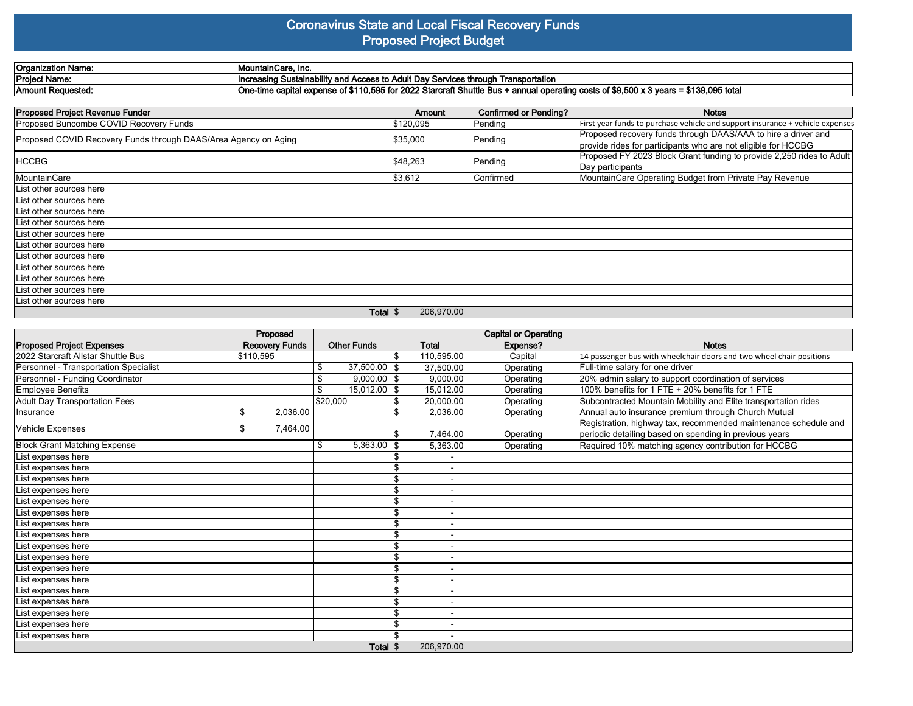# Coronavirus State and Local Fiscal Recovery Funds
## Proposed Project Budget

| | |
|---|---|
| **Organization Name:** | **MountainCare, Inc.** |
| **Project Name:** | **Increasing Sustainability and Access to Adult Day Services through Transportation** |
| **Amount Requested:** | **One-time capital expense of $110,595 for 2022 Starcraft Shuttle Bus + annual operating costs of $9,500 x 3 years = $139,095 total** |

| Proposed Project Revenue Funder | Amount | Confirmed or Pending? | Notes |
|---|---|---|---|
| Proposed Buncombe COVID Recovery Funds | $120,095 | Pending | First year funds to purchase vehicle and support insurance + vehicle expenses |
| Proposed COVID Recovery Funds through DAAS/Area Agency on Aging | $35,000 | Pending | Proposed recovery funds through DAAS/AAA to hire a driver and provide rides for participants who are not eligible for HCCBG |
| HCCBG | $48,263 | Pending | Proposed FY 2023 Block Grant funding to provide 2,250 rides to Adult Day participants |
| MountainCare | $3,612 | Confirmed | MountainCare Operating Budget from Private Pay Revenue |
| List other sources here | | | |
| List other sources here | | | |
| List other sources here | | | |
| List other sources here | | | |
| List other sources here | | | |
| List other sources here | | | |
| List other sources here | | | |
| List other sources here | | | |
| List other sources here | | | |
| List other sources here | | | |
| List other sources here | | | |
| **Total** | $ 206,970.00 | | |

| Proposed Project Expenses | Proposed Recovery Funds | Other Funds | Total | Capital or Operating Expense? | Notes |
|---|---|---|---|---|---|
| 2022 Starcraft Allstar Shuttle Bus | $110,595 | | $ 110,595.00 | Capital | 14 passenger bus with wheelchair doors and two wheel chair positions |
| Personnel - Transportation Specialist | | $ 37,500.00 | $ 37,500.00 | Operating | Full-time salary for one driver |
| Personnel - Funding Coordinator | | $ 9,000.00 | $ 9,000.00 | Operating | 20% admin salary to support coordination of services |
| Employee Benefits | | $ 15,012.00 | $ 15,012.00 | Operating | 100% benefits for 1 FTE + 20% benefits for 1 FTE |
| Adult Day Transportation Fees | | $20,000 | $ 20,000.00 | Operating | Subcontracted Mountain Mobility and Elite transportation rides |
| Insurance | $ 2,036.00 | | $ 2,036.00 | Operating | Annual auto insurance premium through Church Mutual |
| Vehicle Expenses | $ 7,464.00 | | $ 7,464.00 | Operating | Registration, highway tax, recommended maintenance schedule and periodic detailing based on spending in previous years |
| Block Grant Matching Expense | | $ 5,363.00 | $ 5,363.00 | Operating | Required 10% matching agency contribution for HCCBG |
| List expenses here | | | $ - | | |
| List expenses here | | | $ - | | |
| List expenses here | | | $ - | | |
| List expenses here | | | $ - | | |
| List expenses here | | | $ - | | |
| List expenses here | | | $ - | | |
| List expenses here | | | $ - | | |
| List expenses here | | | $ - | | |
| List expenses here | | | $ - | | |
| List expenses here | | | $ - | | |
| List expenses here | | | $ - | | |
| List expenses here | | | $ - | | |
| List expenses here | | | $ - | | |
| List expenses here | | | $ - | | |
| List expenses here | | | $ - | | |
| List expenses here | | | $ - | | |
| List expenses here | | | $ - | | |
| **Total** | | | $ 206,970.00 | | |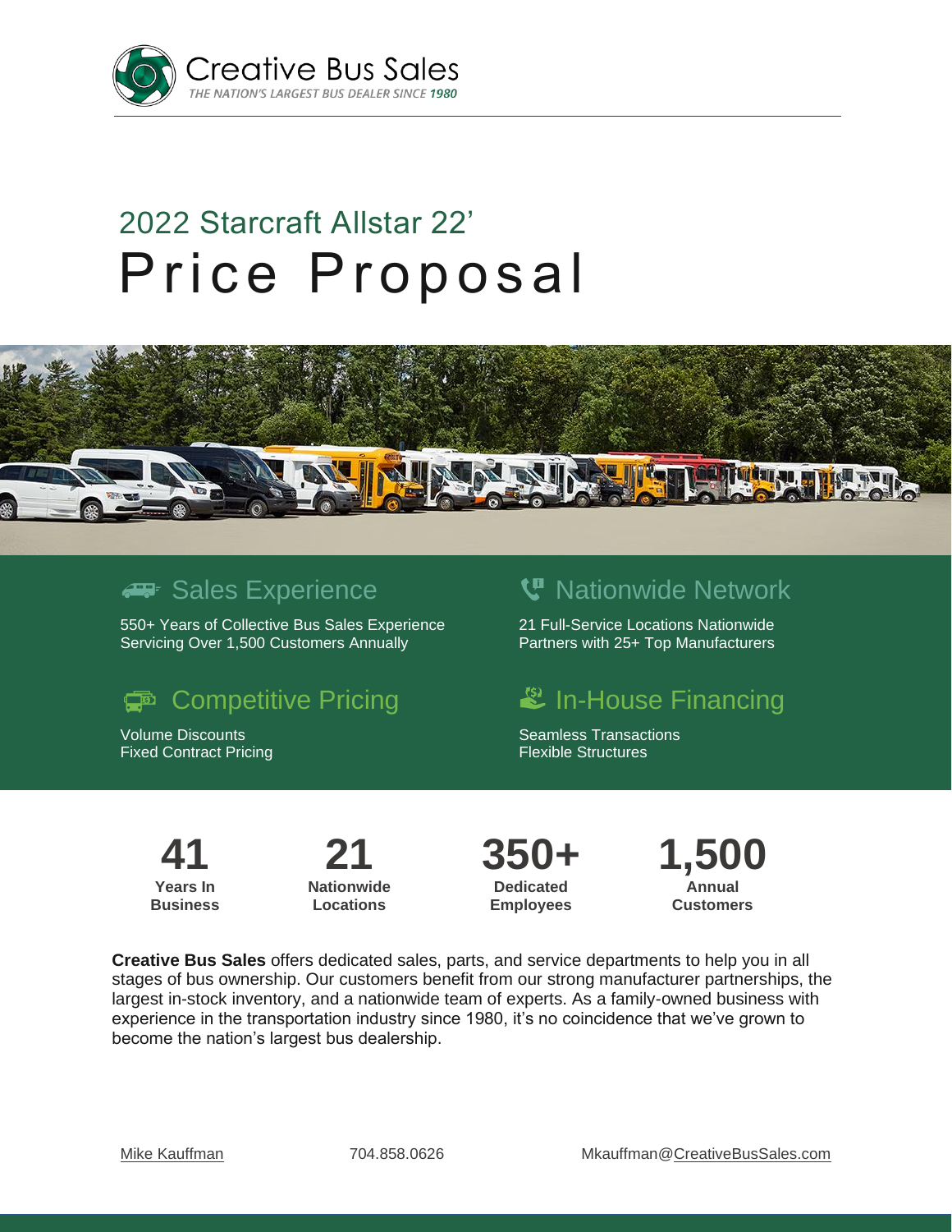# Creative Bus Sales

*THE NATION'S LARGEST BUS DEALER SINCE 1980*

## 2022 Starcraft Allstar 22'

# Price Proposal

### Sales Experience

550+ Years of Collective Bus Sales Experience
Servicing Over 1,500 Customers Annually

### Nationwide Network

21 Full-Service Locations Nationwide
Partners with 25+ Top Manufacturers

### Competitive Pricing

Volume Discounts
Fixed Contract Pricing

### In-House Financing

Seamless Transactions
Flexible Structures

| 41 | 21 | 350+ | 1,500 |
|---|---|---|---|
| Years In Business | Nationwide Locations | Dedicated Employees | Annual Customers |

**Creative Bus Sales** offers dedicated sales, parts, and service departments to help you in all stages of bus ownership. Our customers benefit from our strong manufacturer partnerships, the largest in-stock inventory, and a nationwide team of experts. As a family-owned business with experience in the transportation industry since 1980, it's no coincidence that we've grown to become the nation's largest bus dealership.

Mike Kauffman 704.858.0626 Mkauffman@CreativeBusSales.com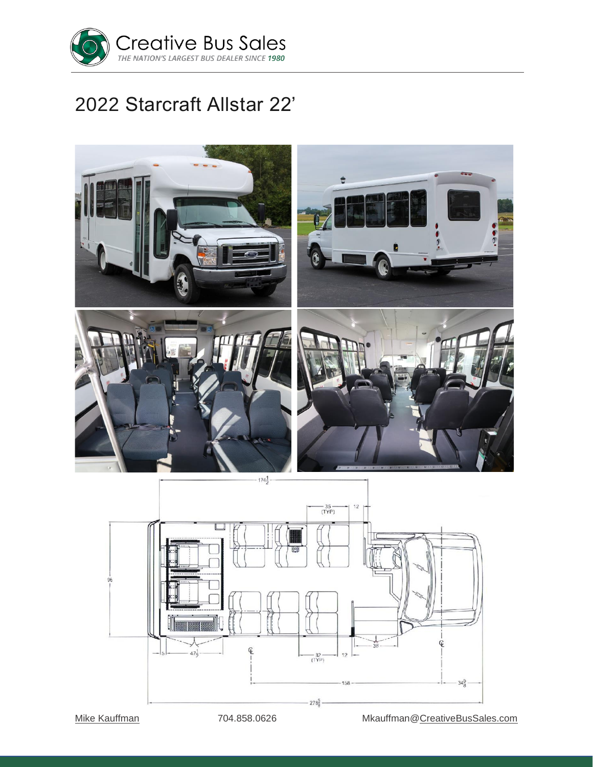Creative Bus Sales

*THE NATION'S LARGEST BUS DEALER SINCE 1980*

# 2022 Starcraft Allstar 22'

Mike Kauffman 704.858.0626 Mkauffman@CreativeBusSales.com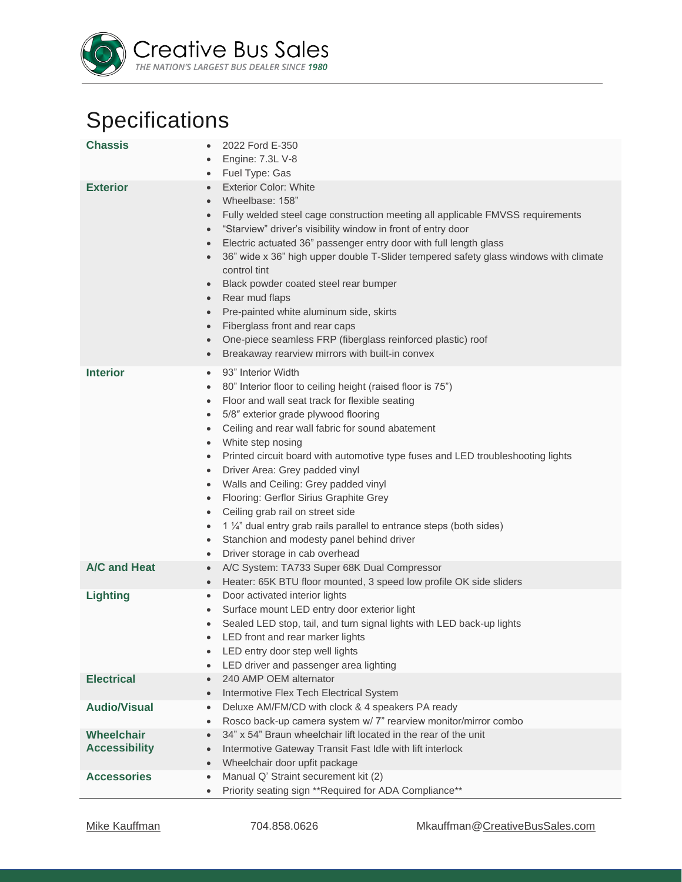Creative Bus Sales

*THE NATION'S LARGEST BUS DEALER SINCE 1980*

# Specifications

| | |
|---|---|
| **Chassis** | • 2022 Ford E-350<br>• Engine: 7.3L V-8<br>• Fuel Type: Gas |
| **Exterior** | • Exterior Color: White<br>• Wheelbase: 158"<br>• Fully welded steel cage construction meeting all applicable FMVSS requirements<br>• "Starview" driver's visibility window in front of entry door<br>• Electric actuated 36" passenger entry door with full length glass<br>• 36" wide x 36" high upper double T-Slider tempered safety glass windows with climate control tint<br>• Black powder coated steel rear bumper<br>• Rear mud flaps<br>• Pre-painted white aluminum side, skirts<br>• Fiberglass front and rear caps<br>• One-piece seamless FRP (fiberglass reinforced plastic) roof<br>• Breakaway rearview mirrors with built-in convex |
| **Interior** | • 93" Interior Width<br>• 80" Interior floor to ceiling height (raised floor is 75")<br>• Floor and wall seat track for flexible seating<br>• 5/8″ exterior grade plywood flooring<br>• Ceiling and rear wall fabric for sound abatement<br>• White step nosing<br>• Printed circuit board with automotive type fuses and LED troubleshooting lights<br>• Driver Area: Grey padded vinyl<br>• Walls and Ceiling: Grey padded vinyl<br>• Flooring: Gerflor Sirius Graphite Grey<br>• Ceiling grab rail on street side<br>• 1 ¼" dual entry grab rails parallel to entrance steps (both sides)<br>• Stanchion and modesty panel behind driver<br>• Driver storage in cab overhead |
| **A/C and Heat** | • A/C System: TA733 Super 68K Dual Compressor<br>• Heater: 65K BTU floor mounted, 3 speed low profile OK side sliders |
| **Lighting** | • Door activated interior lights<br>• Surface mount LED entry door exterior light<br>• Sealed LED stop, tail, and turn signal lights with LED back-up lights<br>• LED front and rear marker lights<br>• LED entry door step well lights<br>• LED driver and passenger area lighting |
| **Electrical** | • 240 AMP OEM alternator<br>• Intermotive Flex Tech Electrical System |
| **Audio/Visual** | • Deluxe AM/FM/CD with clock & 4 speakers PA ready<br>• Rosco back-up camera system w/ 7" rearview monitor/mirror combo |
| **Wheelchair Accessibility** | • 34" x 54" Braun wheelchair lift located in the rear of the unit<br>• Intermotive Gateway Transit Fast Idle with lift interlock<br>• Wheelchair door upfit package |
| **Accessories** | • Manual Q' Straint securement kit (2)<br>• Priority seating sign **Required for ADA Compliance** |

Mike Kauffman 704.858.0626 Mkauffman@CreativeBusSales.com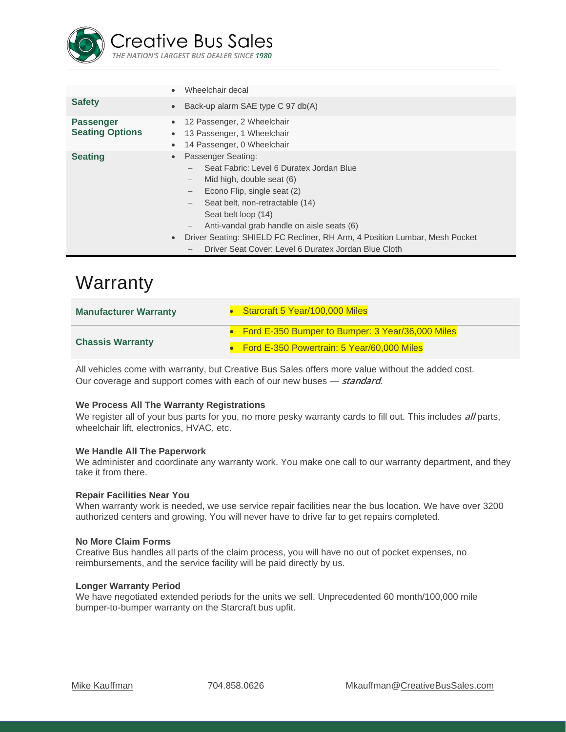| | |
|---|---|
| | • Wheelchair decal |
| **Safety** | • Back-up alarm SAE type C 97 db(A) |
| **Passenger Seating Options** | • 12 Passenger, 2 Wheelchair<br>• 13 Passenger, 1 Wheelchair<br>• 14 Passenger, 0 Wheelchair |
| **Seating** | • Passenger Seating:<br>– Seat Fabric: Level 6 Duratex Jordan Blue<br>– Mid high, double seat (6)<br>– Econo Flip, single seat (2)<br>– Seat belt, non-retractable (14)<br>– Seat belt loop (14)<br>– Anti-vandal grab handle on aisle seats (6)<br>• Driver Seating: SHIELD FC Recliner, RH Arm, 4 Position Lumbar, Mesh Pocket<br>– Driver Seat Cover: Level 6 Duratex Jordan Blue Cloth |

# Warranty

| | |
|---|---|
| **Manufacturer Warranty** | • Starcraft 5 Year/100,000 Miles |
| **Chassis Warranty** | • Ford E-350 Bumper to Bumper: 3 Year/36,000 Miles<br>• Ford E-350 Powertrain: 5 Year/60,000 Miles |

All vehicles come with warranty, but Creative Bus Sales offers more value without the added cost. Our coverage and support comes with each of our new buses — ***standard***.

**We Process All The Warranty Registrations**
We register all of your bus parts for you, no more pesky warranty cards to fill out. This includes ***all*** parts, wheelchair lift, electronics, HVAC, etc.

**We Handle All The Paperwork**
We administer and coordinate any warranty work. You make one call to our warranty department, and they take it from there.

**Repair Facilities Near You**
When warranty work is needed, we use service repair facilities near the bus location. We have over 3200 authorized centers and growing. You will never have to drive far to get repairs completed.

**No More Claim Forms**
Creative Bus handles all parts of the claim process, you will have no out of pocket expenses, no reimbursements, and the service facility will be paid directly by us.

**Longer Warranty Period**
We have negotiated extended periods for the units we sell. Unprecedented 60 month/100,000 mile bumper-to-bumper warranty on the Starcraft bus upfit.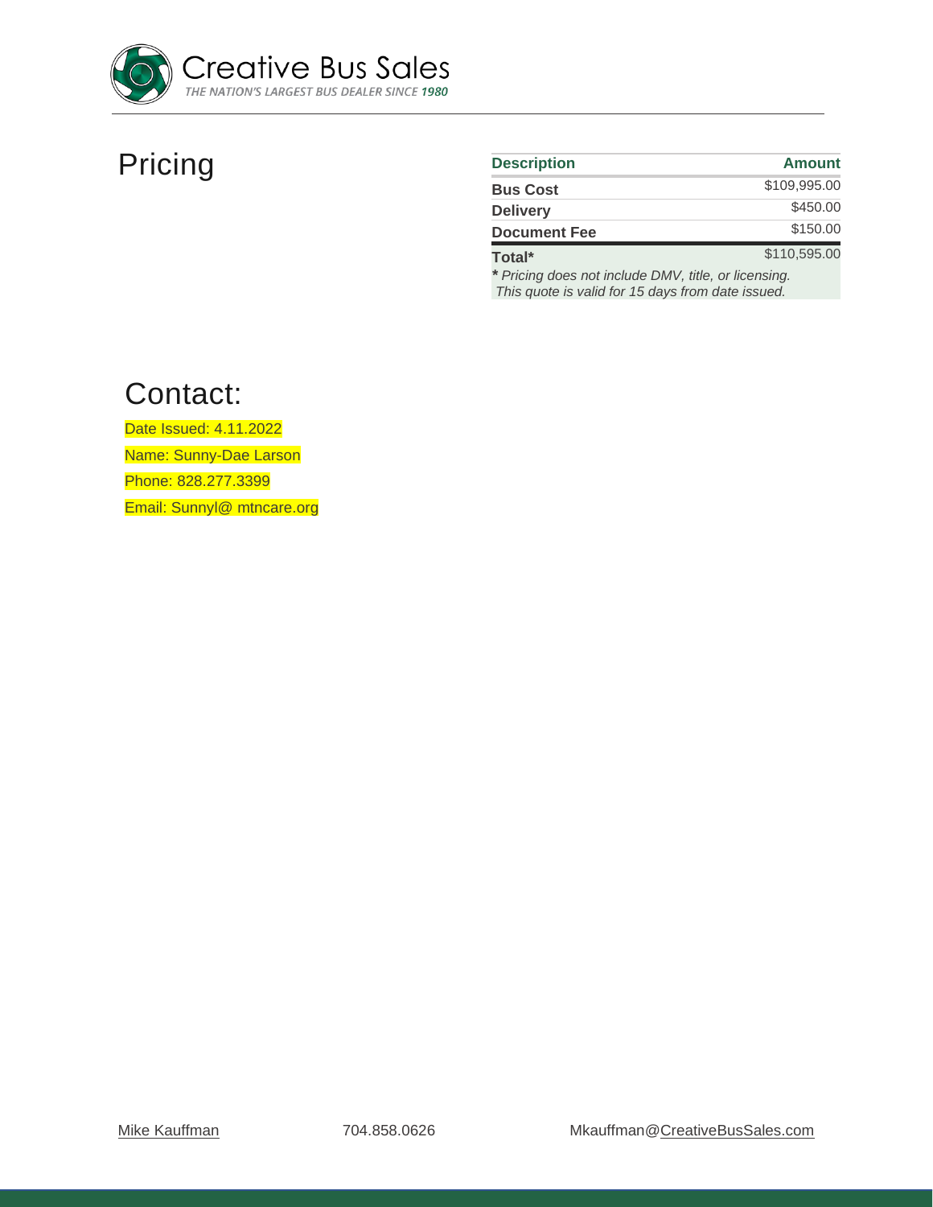Creative Bus Sales
THE NATION'S LARGEST BUS DEALER SINCE 1980

# Pricing

| Description | Amount |
|---|---|
| **Bus Cost** | $109,995.00 |
| **Delivery** | $450.00 |
| **Document Fee** | $150.00 |
| **Total*** | $110,595.00 |

**\*** *Pricing does not include DMV, title, or licensing.*
*This quote is valid for 15 days from date issued.*

# Contact:

Date Issued: 4.11.2022

Name: Sunny-Dae Larson

Phone: 828.277.3399

Email: Sunnyl@ mtncare.org

Mike Kauffman 704.858.0626 Mkauffman@CreativeBusSales.com